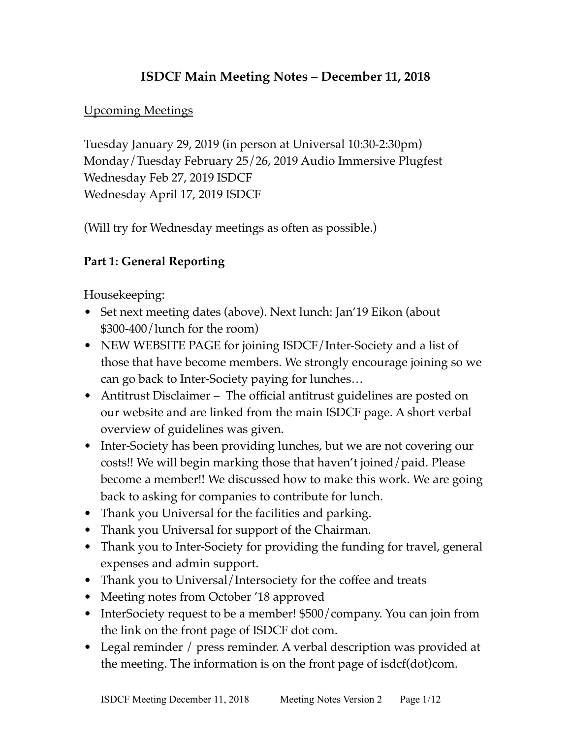# ISDCF Main Meeting Notes – December 11, 2018

Upcoming Meetings

Tuesday January 29, 2019 (in person at Universal 10:30-2:30pm)
Monday/Tuesday February 25/26, 2019 Audio Immersive Plugfest
Wednesday Feb 27, 2019 ISDCF
Wednesday April 17, 2019 ISDCF

(Will try for Wednesday meetings as often as possible.)

## Part 1: General Reporting

Housekeeping:

- Set next meeting dates (above). Next lunch: Jan'19 Eikon (about $300-400/lunch for the room)
- NEW WEBSITE PAGE for joining ISDCF/Inter-Society and a list of those that have become members. We strongly encourage joining so we can go back to Inter-Society paying for lunches…
- Antitrust Disclaimer – The official antitrust guidelines are posted on our website and are linked from the main ISDCF page. A short verbal overview of guidelines was given.
- Inter-Society has been providing lunches, but we are not covering our costs!! We will begin marking those that haven't joined/paid. Please become a member!! We discussed how to make this work. We are going back to asking for companies to contribute for lunch.
- Thank you Universal for the facilities and parking.
- Thank you Universal for support of the Chairman.
- Thank you to Inter-Society for providing the funding for travel, general expenses and admin support.
- Thank you to Universal/Intersociety for the coffee and treats
- Meeting notes from October '18 approved
- InterSociety request to be a member! $500/company. You can join from the link on the front page of ISDCF dot com.
- Legal reminder / press reminder. A verbal description was provided at the meeting. The information is on the front page of isdcf(dot)com.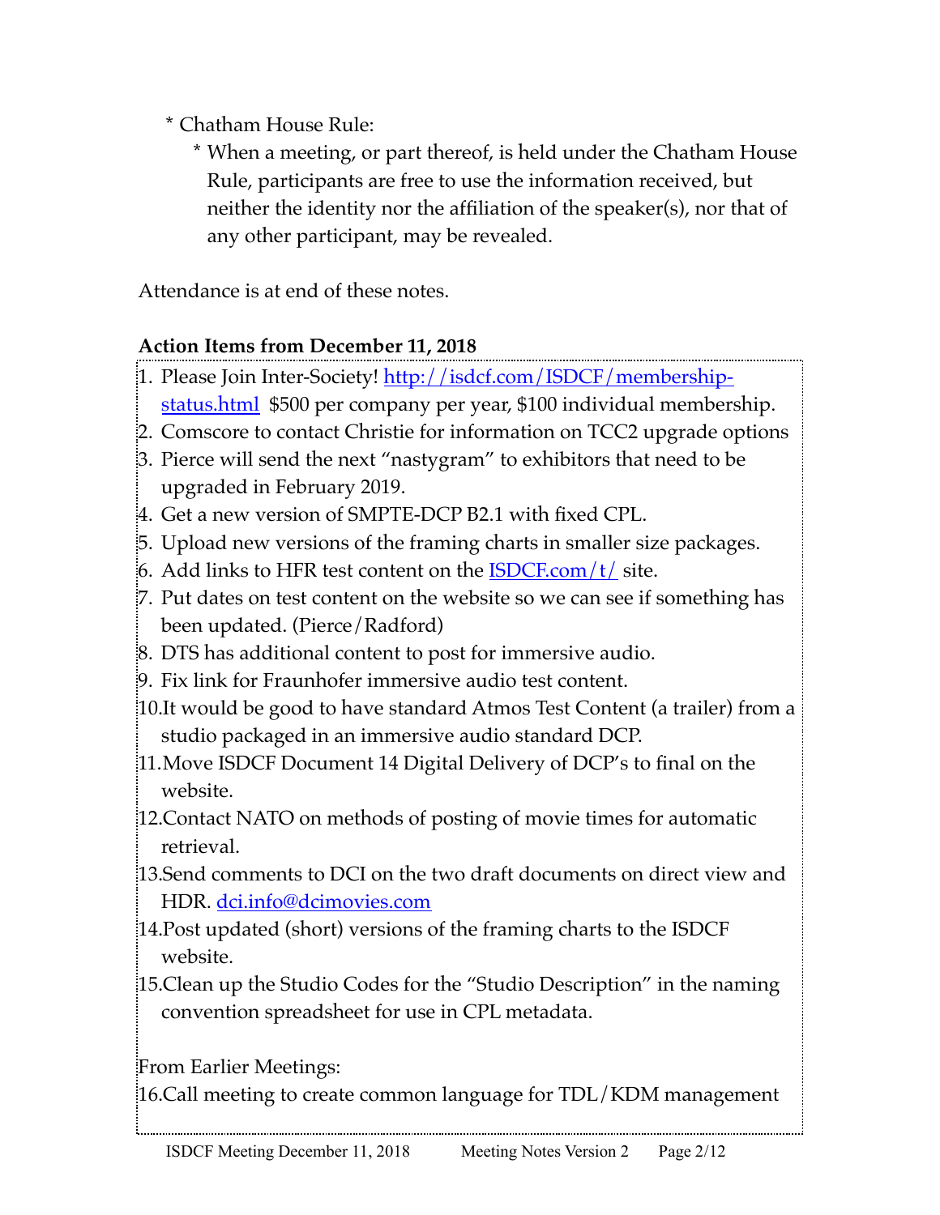* Chatham House Rule:
    * When a meeting, or part thereof, is held under the Chatham House Rule, participants are free to use the information received, but neither the identity nor the affiliation of the speaker(s), nor that of any other participant, may be revealed.

Attendance is at end of these notes.

**Action Items from December 11, 2018**

1. Please Join Inter-Society! [http://isdcf.com/ISDCF/membership-status.html](http://isdcf.com/ISDCF/membership-status.html) $500 per company per year, $100 individual membership.
2. Comscore to contact Christie for information on TCC2 upgrade options
3. Pierce will send the next "nastygram" to exhibitors that need to be upgraded in February 2019.
4. Get a new version of SMPTE-DCP B2.1 with fixed CPL.
5. Upload new versions of the framing charts in smaller size packages.
6. Add links to HFR test content on the [ISDCF.com/t/](ISDCF.com/t/) site.
7. Put dates on test content on the website so we can see if something has been updated. (Pierce/Radford)
8. DTS has additional content to post for immersive audio.
9. Fix link for Fraunhofer immersive audio test content.
10. It would be good to have standard Atmos Test Content (a trailer) from a studio packaged in an immersive audio standard DCP.
11. Move ISDCF Document 14 Digital Delivery of DCP's to final on the website.
12. Contact NATO on methods of posting of movie times for automatic retrieval.
13. Send comments to DCI on the two draft documents on direct view and HDR. [dci.info@dcimovies.com](mailto:dci.info@dcimovies.com)
14. Post updated (short) versions of the framing charts to the ISDCF website.
15. Clean up the Studio Codes for the "Studio Description" in the naming convention spreadsheet for use in CPL metadata.

From Earlier Meetings:

16. Call meeting to create common language for TDL/KDM management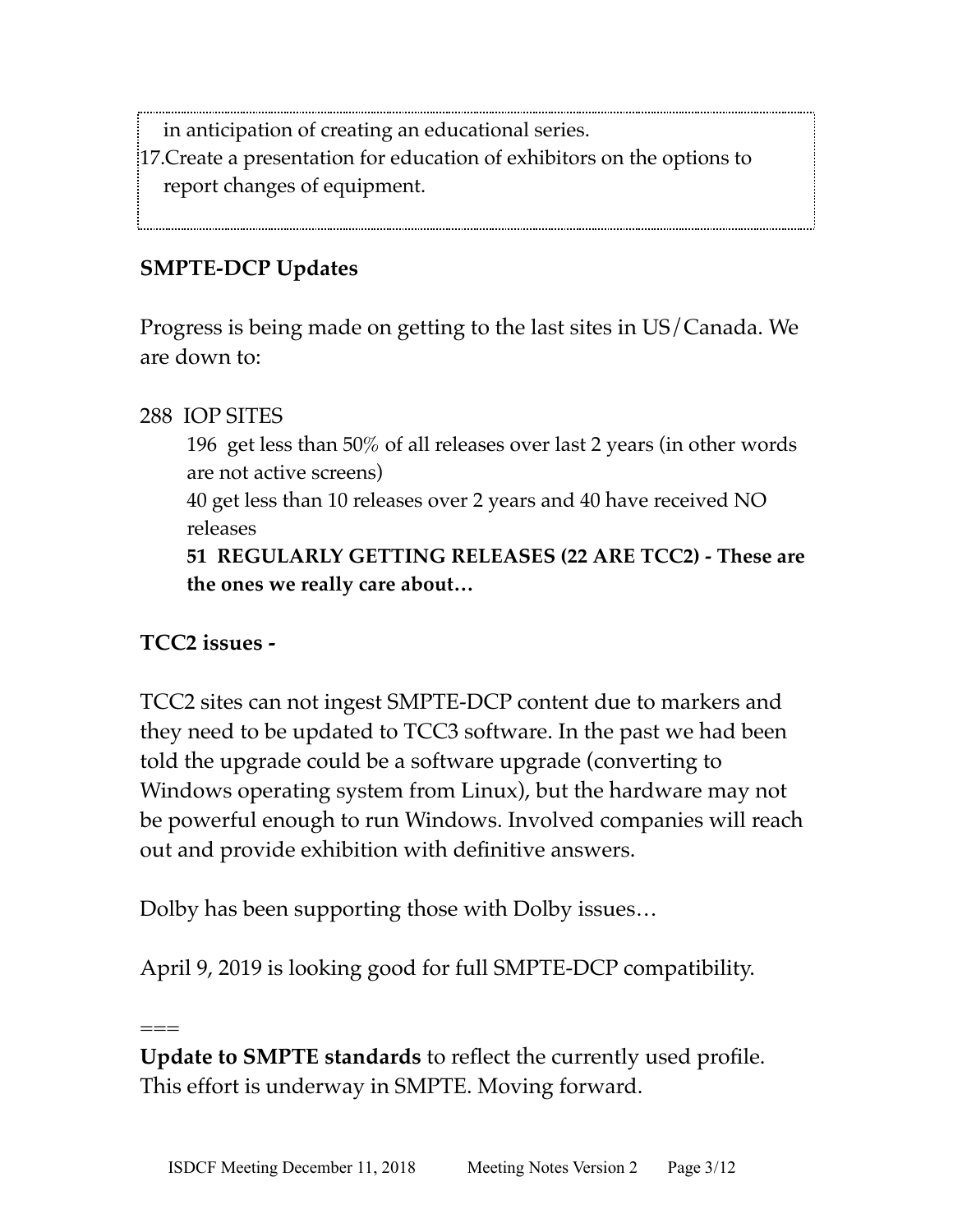in anticipation of creating an educational series.

17. Create a presentation for education of exhibitors on the options to report changes of equipment.

**SMPTE-DCP Updates**

Progress is being made on getting to the last sites in US/Canada. We are down to:

288 IOP SITES

196 get less than 50% of all releases over last 2 years (in other words are not active screens)

40 get less than 10 releases over 2 years and 40 have received NO releases

**51 REGULARLY GETTING RELEASES (22 ARE TCC2) - These are the ones we really care about…**

**TCC2 issues -**

TCC2 sites can not ingest SMPTE-DCP content due to markers and they need to be updated to TCC3 software. In the past we had been told the upgrade could be a software upgrade (converting to Windows operating system from Linux), but the hardware may not be powerful enough to run Windows. Involved companies will reach out and provide exhibition with definitive answers.

Dolby has been supporting those with Dolby issues…

April 9, 2019 is looking good for full SMPTE-DCP compatibility.

===

**Update to SMPTE standards** to reflect the currently used profile. This effort is underway in SMPTE. Moving forward.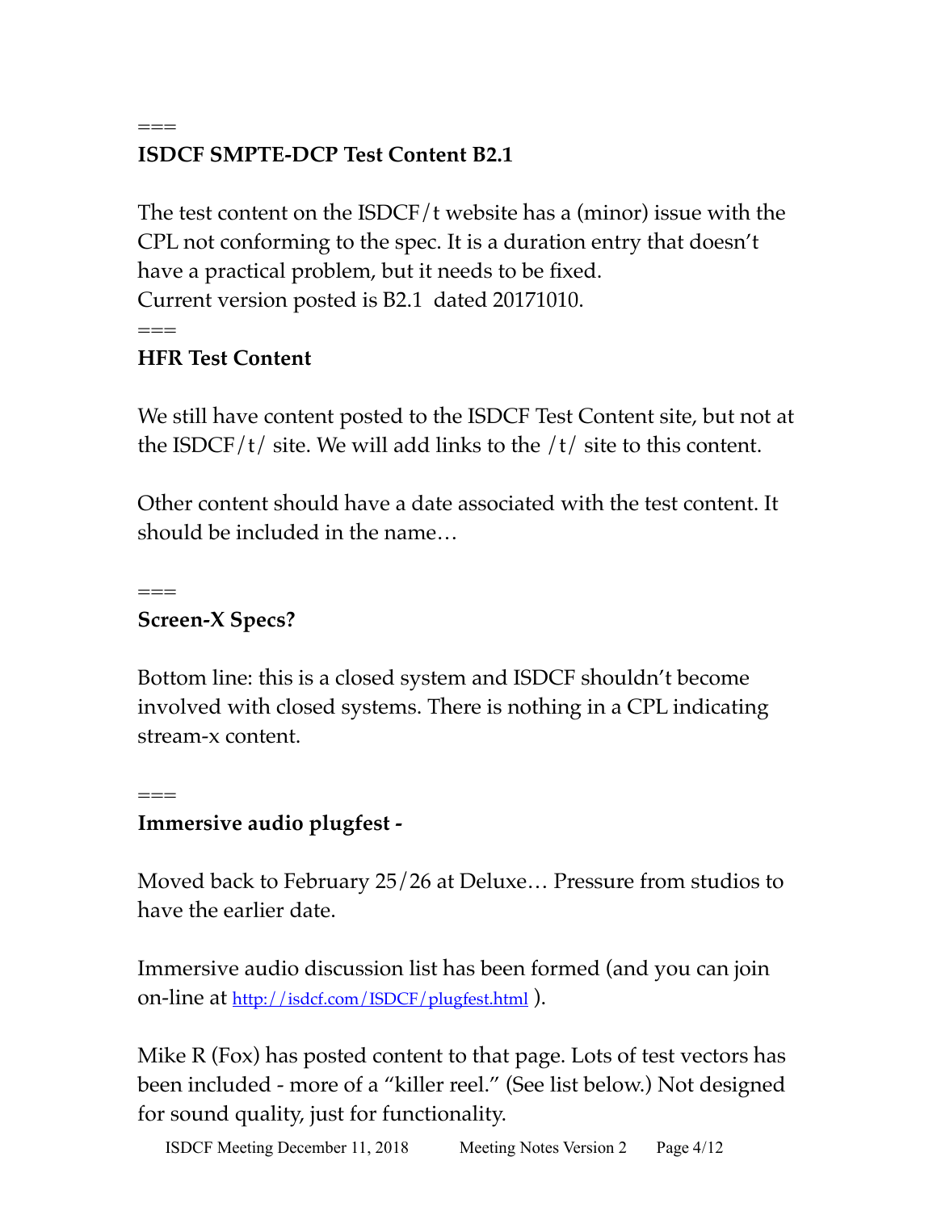===

**ISDCF SMPTE-DCP Test Content B2.1**

The test content on the ISDCF/t website has a (minor) issue with the CPL not conforming to the spec. It is a duration entry that doesn't have a practical problem, but it needs to be fixed.
Current version posted is B2.1 dated 20171010.

===

**HFR Test Content**

We still have content posted to the ISDCF Test Content site, but not at the ISDCF/t/ site. We will add links to the /t/ site to this content.

Other content should have a date associated with the test content. It should be included in the name…

===

**Screen-X Specs?**

Bottom line: this is a closed system and ISDCF shouldn't become involved with closed systems. There is nothing in a CPL indicating stream-x content.

===

**Immersive audio plugfest -**

Moved back to February 25/26 at Deluxe… Pressure from studios to have the earlier date.

Immersive audio discussion list has been formed (and you can join on-line at http://isdcf.com/ISDCF/plugfest.html ).

Mike R (Fox) has posted content to that page. Lots of test vectors has been included - more of a "killer reel." (See list below.) Not designed for sound quality, just for functionality.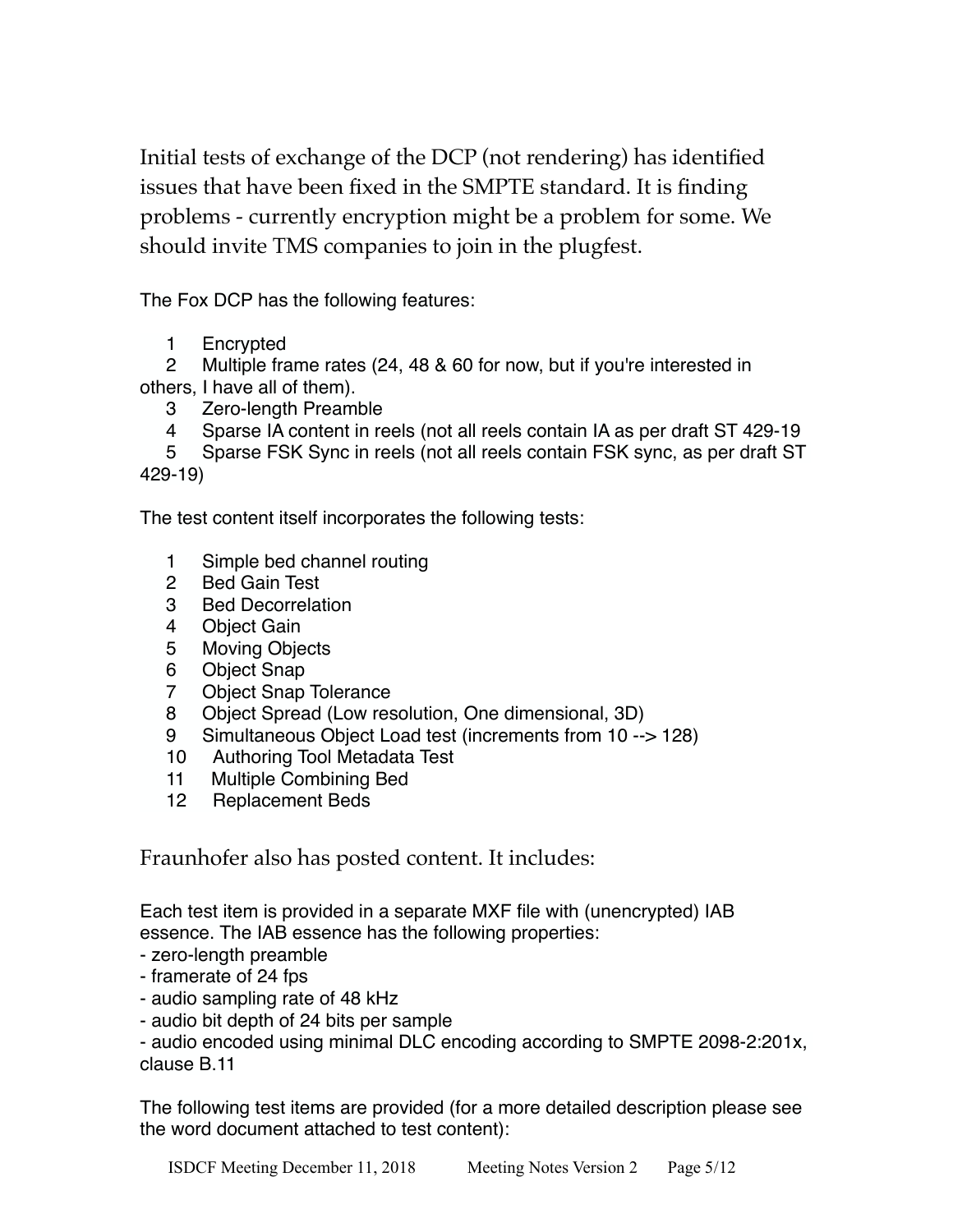Initial tests of exchange of the DCP (not rendering) has identified issues that have been fixed in the SMPTE standard. It is finding problems - currently encryption might be a problem for some. We should invite TMS companies to join in the plugfest.

The Fox DCP has the following features:

1. Encrypted
2. Multiple frame rates (24, 48 & 60 for now, but if you're interested in others, I have all of them).
3. Zero-length Preamble
4. Sparse IA content in reels (not all reels contain IA as per draft ST 429-19
5. Sparse FSK Sync in reels (not all reels contain FSK sync, as per draft ST 429-19)

The test content itself incorporates the following tests:

1. Simple bed channel routing
2. Bed Gain Test
3. Bed Decorrelation
4. Object Gain
5. Moving Objects
6. Object Snap
7. Object Snap Tolerance
8. Object Spread (Low resolution, One dimensional, 3D)
9. Simultaneous Object Load test (increments from 10 --> 128)
10. Authoring Tool Metadata Test
11. Multiple Combining Bed
12. Replacement Beds

Fraunhofer also has posted content. It includes:

Each test item is provided in a separate MXF file with (unencrypted) IAB essence. The IAB essence has the following properties:
- zero-length preamble
- framerate of 24 fps
- audio sampling rate of 48 kHz
- audio bit depth of 24 bits per sample
- audio encoded using minimal DLC encoding according to SMPTE 2098-2:201x, clause B.11

The following test items are provided (for a more detailed description please see the word document attached to test content):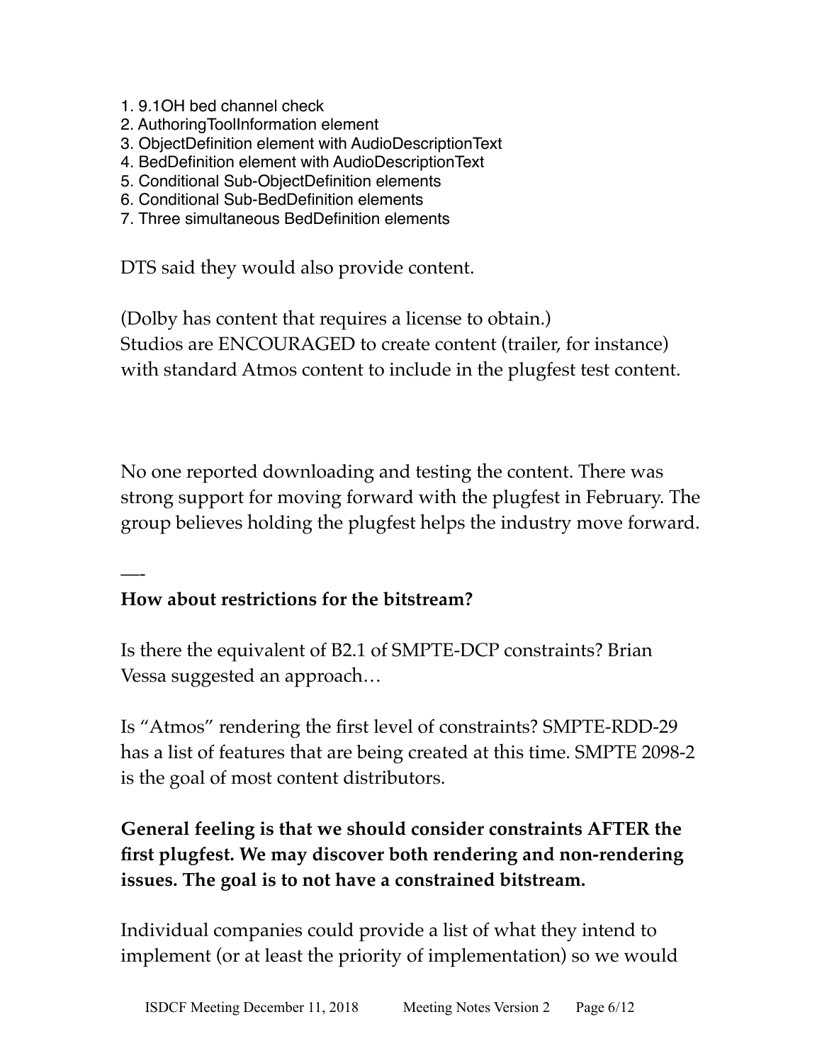1. 9.1OH bed channel check
2. AuthoringToolInformation element
3. ObjectDefinition element with AudioDescriptionText
4. BedDefinition element with AudioDescriptionText
5. Conditional Sub-ObjectDefinition elements
6. Conditional Sub-BedDefinition elements
7. Three simultaneous BedDefinition elements

DTS said they would also provide content.

(Dolby has content that requires a license to obtain.)
Studios are ENCOURAGED to create content (trailer, for instance) with standard Atmos content to include in the plugfest test content.

No one reported downloading and testing the content. There was strong support for moving forward with the plugfest in February. The group believes holding the plugfest helps the industry move forward.

—-

**How about restrictions for the bitstream?**

Is there the equivalent of B2.1 of SMPTE-DCP constraints? Brian Vessa suggested an approach…

Is "Atmos" rendering the first level of constraints? SMPTE-RDD-29 has a list of features that are being created at this time. SMPTE 2098-2 is the goal of most content distributors.

**General feeling is that we should consider constraints AFTER the first plugfest. We may discover both rendering and non-rendering issues. The goal is to not have a constrained bitstream.**

Individual companies could provide a list of what they intend to implement (or at least the priority of implementation) so we would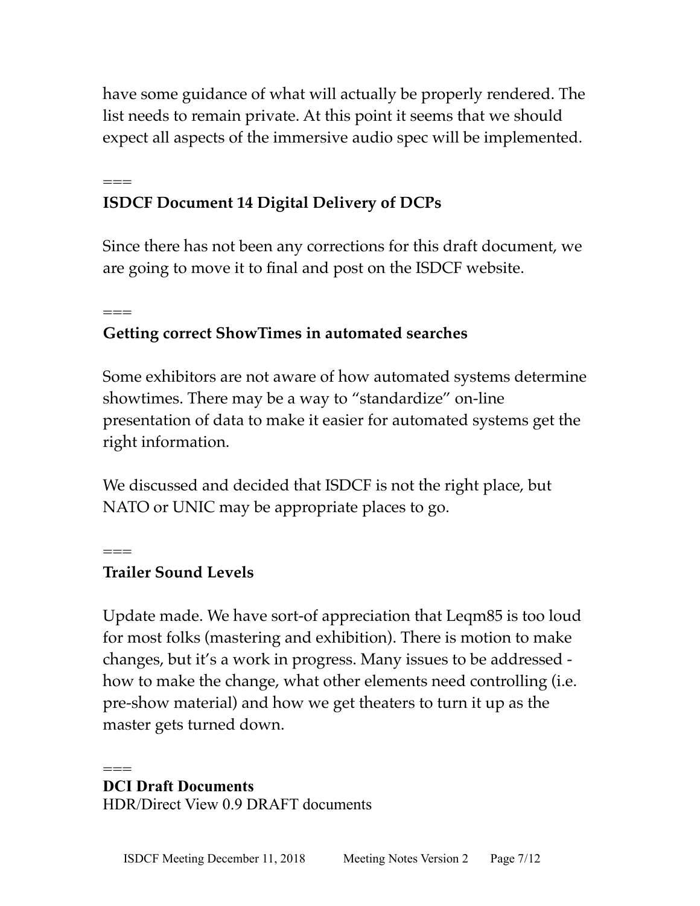have some guidance of what will actually be properly rendered. The list needs to remain private. At this point it seems that we should expect all aspects of the immersive audio spec will be implemented.

===

**ISDCF Document 14 Digital Delivery of DCPs**

Since there has not been any corrections for this draft document, we are going to move it to final and post on the ISDCF website.

===

**Getting correct ShowTimes in automated searches**

Some exhibitors are not aware of how automated systems determine showtimes. There may be a way to "standardize" on-line presentation of data to make it easier for automated systems get the right information.

We discussed and decided that ISDCF is not the right place, but NATO or UNIC may be appropriate places to go.

===

**Trailer Sound Levels**

Update made. We have sort-of appreciation that Leqm85 is too loud for most folks (mastering and exhibition). There is motion to make changes, but it's a work in progress. Many issues to be addressed - how to make the change, what other elements need controlling (i.e. pre-show material) and how we get theaters to turn it up as the master gets turned down.

===

**DCI Draft Documents**

HDR/Direct View 0.9 DRAFT documents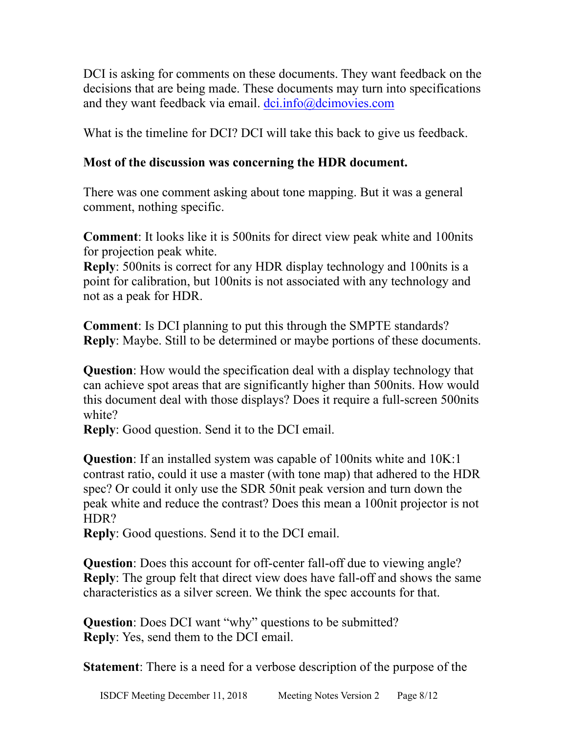DCI is asking for comments on these documents. They want feedback on the decisions that are being made. These documents may turn into specifications and they want feedback via email. [dci.info@dcimovies.com](mailto:dci.info@dcimovies.com)

What is the timeline for DCI? DCI will take this back to give us feedback.

**Most of the discussion was concerning the HDR document.**

There was one comment asking about tone mapping. But it was a general comment, nothing specific.

**Comment**: It looks like it is 500nits for direct view peak white and 100nits for projection peak white.
**Reply**: 500nits is correct for any HDR display technology and 100nits is a point for calibration, but 100nits is not associated with any technology and not as a peak for HDR.

**Comment**: Is DCI planning to put this through the SMPTE standards?
**Reply**: Maybe. Still to be determined or maybe portions of these documents.

**Question**: How would the specification deal with a display technology that can achieve spot areas that are significantly higher than 500nits. How would this document deal with those displays? Does it require a full-screen 500nits white?
**Reply**: Good question. Send it to the DCI email.

**Question**: If an installed system was capable of 100nits white and 10K:1 contrast ratio, could it use a master (with tone map) that adhered to the HDR spec? Or could it only use the SDR 50nit peak version and turn down the peak white and reduce the contrast? Does this mean a 100nit projector is not HDR?
**Reply**: Good questions. Send it to the DCI email.

**Question**: Does this account for off-center fall-off due to viewing angle?
**Reply**: The group felt that direct view does have fall-off and shows the same characteristics as a silver screen. We think the spec accounts for that.

**Question**: Does DCI want "why" questions to be submitted?
**Reply**: Yes, send them to the DCI email.

**Statement**: There is a need for a verbose description of the purpose of the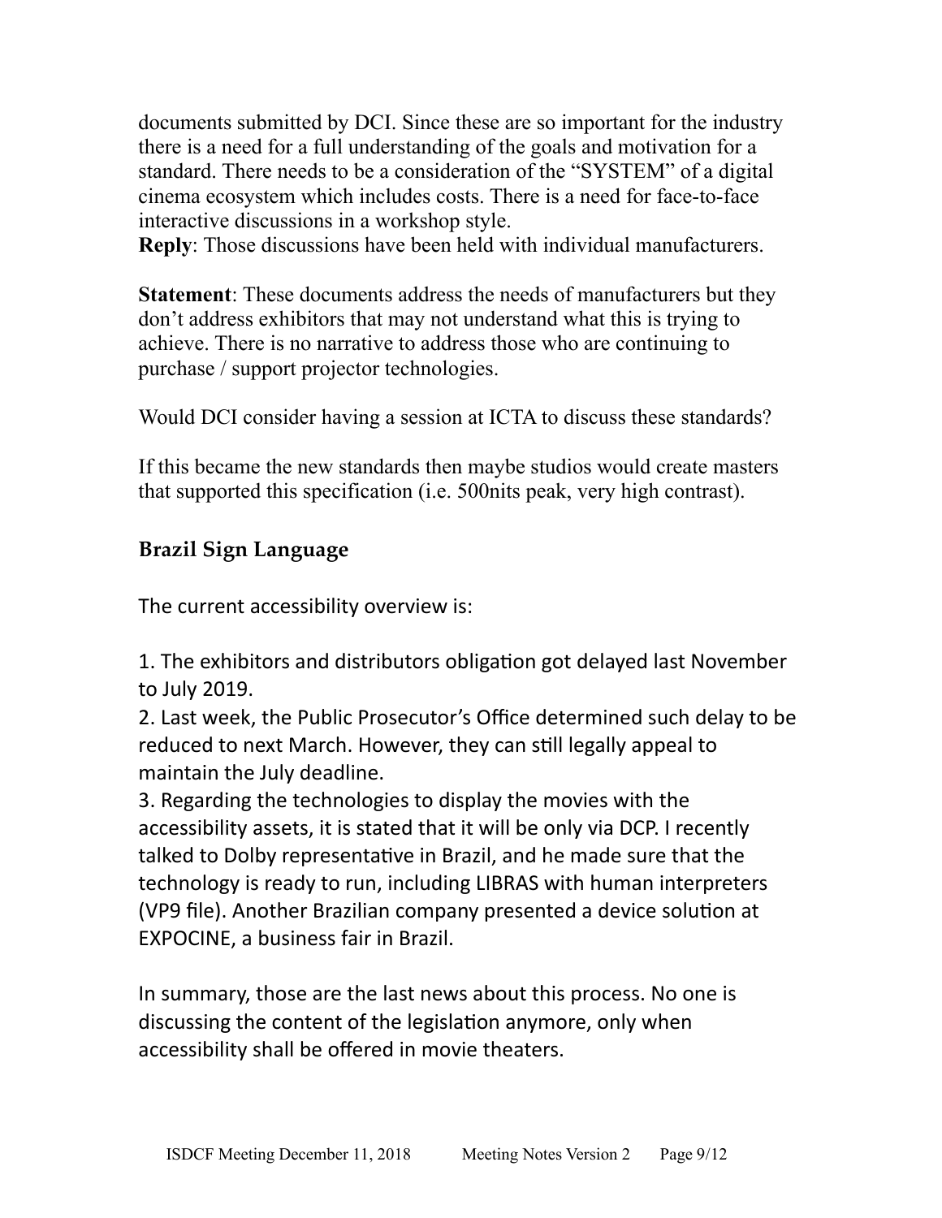documents submitted by DCI. Since these are so important for the industry there is a need for a full understanding of the goals and motivation for a standard. There needs to be a consideration of the "SYSTEM" of a digital cinema ecosystem which includes costs. There is a need for face-to-face interactive discussions in a workshop style.
**Reply**: Those discussions have been held with individual manufacturers.

**Statement**: These documents address the needs of manufacturers but they don't address exhibitors that may not understand what this is trying to achieve. There is no narrative to address those who are continuing to purchase / support projector technologies.

Would DCI consider having a session at ICTA to discuss these standards?

If this became the new standards then maybe studios would create masters that supported this specification (i.e. 500nits peak, very high contrast).

### Brazil Sign Language

The current accessibility overview is:

1. The exhibitors and distributors obligation got delayed last November to July 2019.
2. Last week, the Public Prosecutor's Office determined such delay to be reduced to next March. However, they can still legally appeal to maintain the July deadline.
3. Regarding the technologies to display the movies with the accessibility assets, it is stated that it will be only via DCP. I recently talked to Dolby representative in Brazil, and he made sure that the technology is ready to run, including LIBRAS with human interpreters (VP9 file). Another Brazilian company presented a device solution at EXPOCINE, a business fair in Brazil.

In summary, those are the last news about this process. No one is discussing the content of the legislation anymore, only when accessibility shall be offered in movie theaters.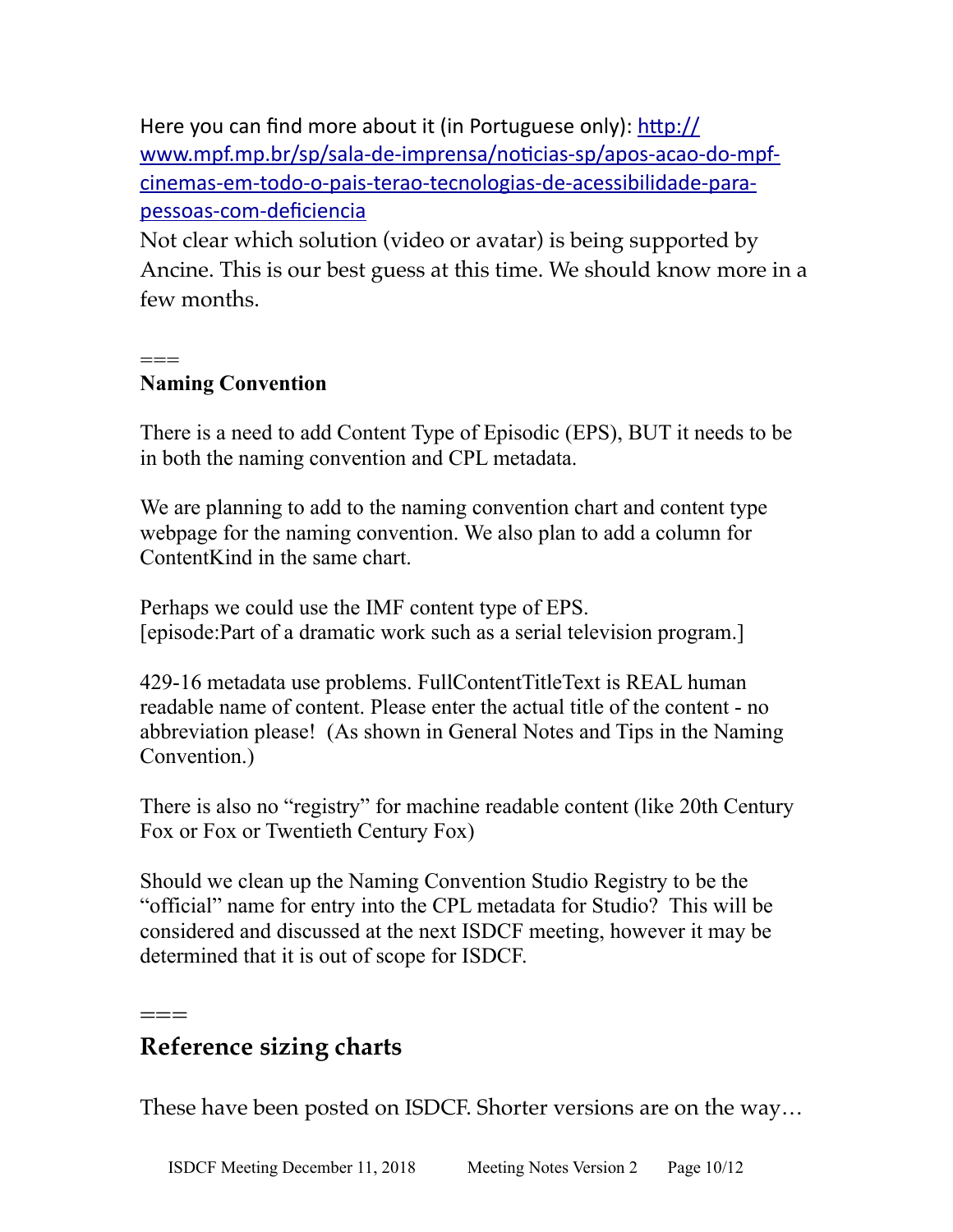Here you can find more about it (in Portuguese only): [http://www.mpf.mp.br/sp/sala-de-imprensa/noticias-sp/apos-acao-do-mpf-cinemas-em-todo-o-pais-terao-tecnologias-de-acessibilidade-para-pessoas-com-deficiencia](http://www.mpf.mp.br/sp/sala-de-imprensa/noticias-sp/apos-acao-do-mpf-cinemas-em-todo-o-pais-terao-tecnologias-de-acessibilidade-para-pessoas-com-deficiencia)

Not clear which solution (video or avatar) is being supported by Ancine. This is our best guess at this time. We should know more in a few months.

===

**Naming Convention**

There is a need to add Content Type of Episodic (EPS), BUT it needs to be in both the naming convention and CPL metadata.

We are planning to add to the naming convention chart and content type webpage for the naming convention. We also plan to add a column for ContentKind in the same chart.

Perhaps we could use the IMF content type of EPS.
[episode:Part of a dramatic work such as a serial television program.]

429-16 metadata use problems. FullContentTitleText is REAL human readable name of content. Please enter the actual title of the content - no abbreviation please! (As shown in General Notes and Tips in the Naming Convention.)

There is also no "registry" for machine readable content (like 20th Century Fox or Fox or Twentieth Century Fox)

Should we clean up the Naming Convention Studio Registry to be the "official" name for entry into the CPL metadata for Studio? This will be considered and discussed at the next ISDCF meeting, however it may be determined that it is out of scope for ISDCF.

===

## Reference sizing charts

These have been posted on ISDCF. Shorter versions are on the way…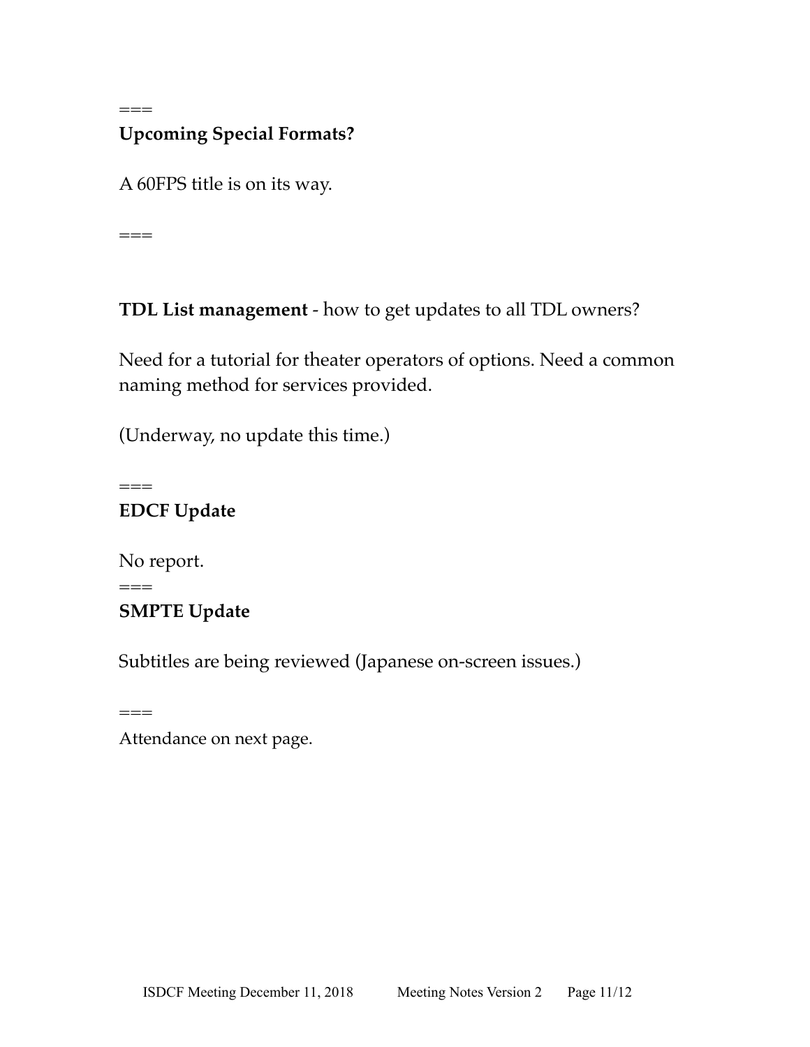===

**Upcoming Special Formats?**

A 60FPS title is on its way.

===

**TDL List management** - how to get updates to all TDL owners?

Need for a tutorial for theater operators of options. Need a common naming method for services provided.

(Underway, no update this time.)

===

**EDCF Update**

No report.

===

**SMPTE Update**

Subtitles are being reviewed (Japanese on-screen issues.)

===

Attendance on next page.